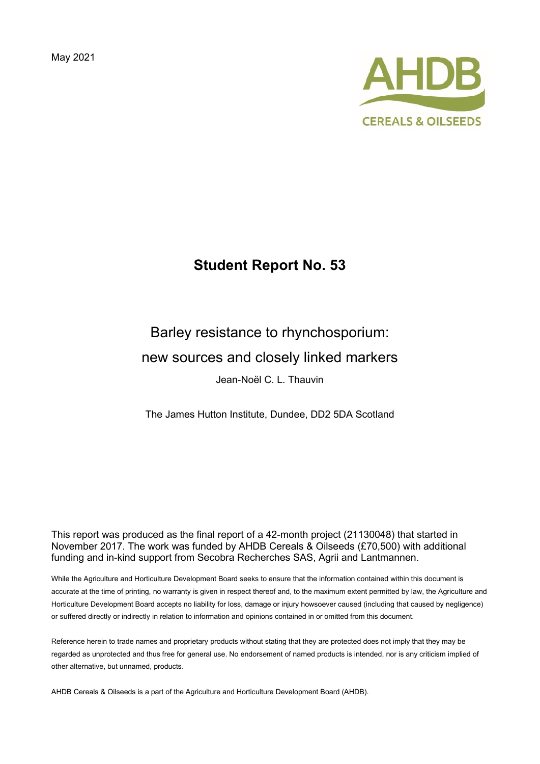May 2021

AHDB

CEREALS & OILSEEDS

# Student Report No. 53

## Barley resistance to rhynchosporium: new sources and closely linked markers

Jean-Noël C. L. Thauvin

The James Hutton Institute, Dundee, DD2 5DA Scotland

This report was produced as the final report of a 42-month project (21130048) that started in November 2017. The work was funded by AHDB Cereals & Oilseeds (£70,500) with additional funding and in-kind support from Secobra Recherches SAS, Agrii and Lantmannen.

While the Agriculture and Horticulture Development Board seeks to ensure that the information contained within this document is accurate at the time of printing, no warranty is given in respect thereof and, to the maximum extent permitted by law, the Agriculture and Horticulture Development Board accepts no liability for loss, damage or injury howsoever caused (including that caused by negligence) or suffered directly or indirectly in relation to information and opinions contained in or omitted from this document.

Reference herein to trade names and proprietary products without stating that they are protected does not imply that they may be regarded as unprotected and thus free for general use. No endorsement of named products is intended, nor is any criticism implied of other alternative, but unnamed, products.

AHDB Cereals & Oilseeds is a part of the Agriculture and Horticulture Development Board (AHDB).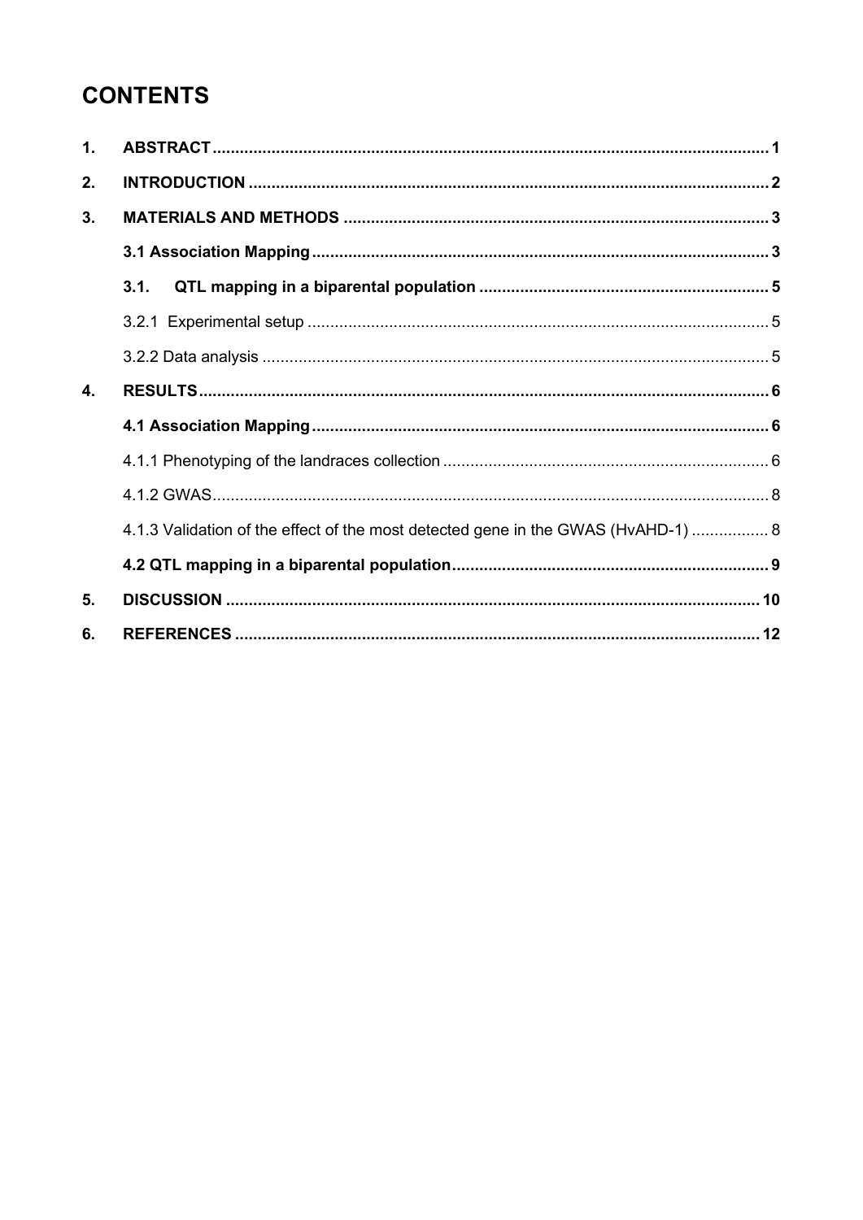# CONTENTS

1. **ABSTRACT** .......... 1
2. **INTRODUCTION** .......... 2
3. **MATERIALS AND METHODS** .......... 3
   - **3.1 Association Mapping** .......... 3
   - **3.1. QTL mapping in a biparental population** .......... 5
   - 3.2.1 Experimental setup .......... 5
   - 3.2.2 Data analysis .......... 5
4. **RESULTS** .......... 6
   - **4.1 Association Mapping** .......... 6
   - 4.1.1 Phenotyping of the landraces collection .......... 6
   - 4.1.2 GWAS .......... 8
   - 4.1.3 Validation of the effect of the most detected gene in the GWAS (HvAHD-1) .......... 8
   - **4.2 QTL mapping in a biparental population** .......... 9
5. **DISCUSSION** .......... 10
6. **REFERENCES** .......... 12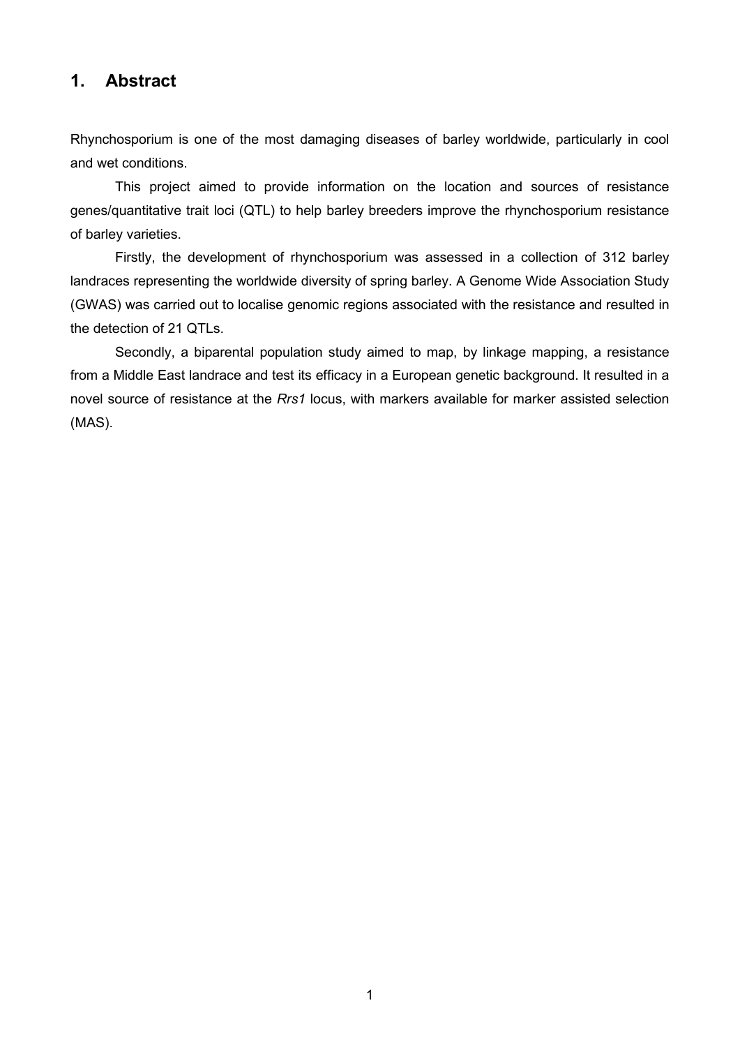## 1. Abstract

Rhynchosporium is one of the most damaging diseases of barley worldwide, particularly in cool and wet conditions.

This project aimed to provide information on the location and sources of resistance genes/quantitative trait loci (QTL) to help barley breeders improve the rhynchosporium resistance of barley varieties.

Firstly, the development of rhynchosporium was assessed in a collection of 312 barley landraces representing the worldwide diversity of spring barley. A Genome Wide Association Study (GWAS) was carried out to localise genomic regions associated with the resistance and resulted in the detection of 21 QTLs.

Secondly, a biparental population study aimed to map, by linkage mapping, a resistance from a Middle East landrace and test its efficacy in a European genetic background. It resulted in a novel source of resistance at the *Rrs1* locus, with markers available for marker assisted selection (MAS).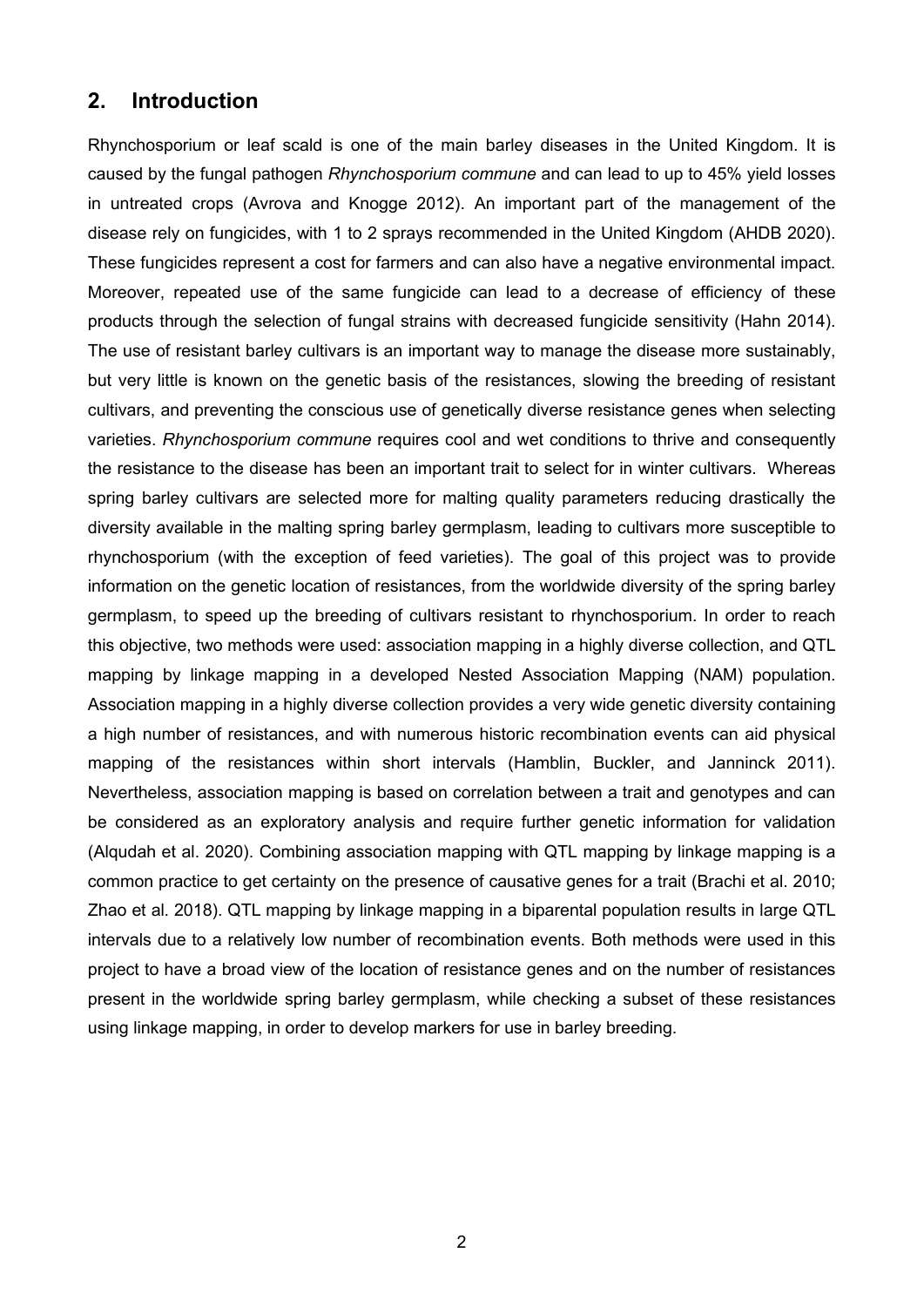## 2. Introduction

Rhynchosporium or leaf scald is one of the main barley diseases in the United Kingdom. It is caused by the fungal pathogen *Rhynchosporium commune* and can lead to up to 45% yield losses in untreated crops (Avrova and Knogge 2012). An important part of the management of the disease rely on fungicides, with 1 to 2 sprays recommended in the United Kingdom (AHDB 2020). These fungicides represent a cost for farmers and can also have a negative environmental impact. Moreover, repeated use of the same fungicide can lead to a decrease of efficiency of these products through the selection of fungal strains with decreased fungicide sensitivity (Hahn 2014). The use of resistant barley cultivars is an important way to manage the disease more sustainably, but very little is known on the genetic basis of the resistances, slowing the breeding of resistant cultivars, and preventing the conscious use of genetically diverse resistance genes when selecting varieties. *Rhynchosporium commune* requires cool and wet conditions to thrive and consequently the resistance to the disease has been an important trait to select for in winter cultivars. Whereas spring barley cultivars are selected more for malting quality parameters reducing drastically the diversity available in the malting spring barley germplasm, leading to cultivars more susceptible to rhynchosporium (with the exception of feed varieties). The goal of this project was to provide information on the genetic location of resistances, from the worldwide diversity of the spring barley germplasm, to speed up the breeding of cultivars resistant to rhynchosporium. In order to reach this objective, two methods were used: association mapping in a highly diverse collection, and QTL mapping by linkage mapping in a developed Nested Association Mapping (NAM) population. Association mapping in a highly diverse collection provides a very wide genetic diversity containing a high number of resistances, and with numerous historic recombination events can aid physical mapping of the resistances within short intervals (Hamblin, Buckler, and Janninck 2011). Nevertheless, association mapping is based on correlation between a trait and genotypes and can be considered as an exploratory analysis and require further genetic information for validation (Alqudah et al. 2020). Combining association mapping with QTL mapping by linkage mapping is a common practice to get certainty on the presence of causative genes for a trait (Brachi et al. 2010; Zhao et al. 2018). QTL mapping by linkage mapping in a biparental population results in large QTL intervals due to a relatively low number of recombination events. Both methods were used in this project to have a broad view of the location of resistance genes and on the number of resistances present in the worldwide spring barley germplasm, while checking a subset of these resistances using linkage mapping, in order to develop markers for use in barley breeding.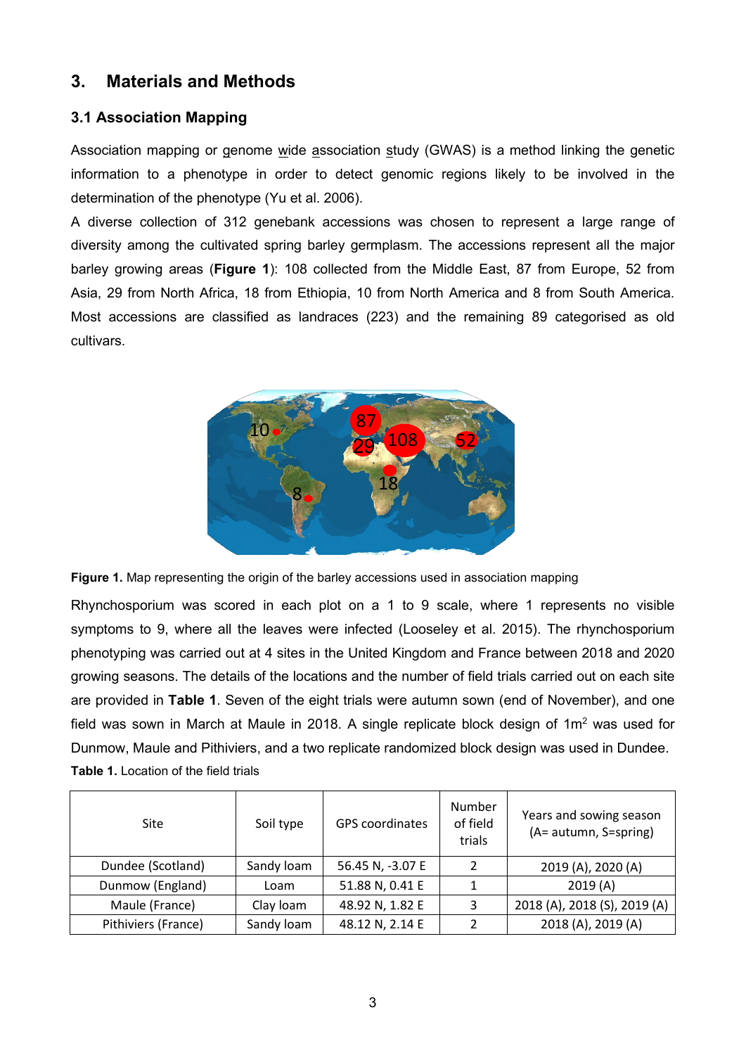# 3. Materials and Methods

## 3.1 Association Mapping

Association mapping or genome wide association study (GWAS) is a method linking the genetic information to a phenotype in order to detect genomic regions likely to be involved in the determination of the phenotype (Yu et al. 2006).

A diverse collection of 312 genebank accessions was chosen to represent a large range of diversity among the cultivated spring barley germplasm. The accessions represent all the major barley growing areas (**Figure 1**): 108 collected from the Middle East, 87 from Europe, 52 from Asia, 29 from North Africa, 18 from Ethiopia, 10 from North America and 8 from South America. Most accessions are classified as landraces (223) and the remaining 89 categorised as old cultivars.

**Figure 1.** Map representing the origin of the barley accessions used in association mapping

Rhynchosporium was scored in each plot on a 1 to 9 scale, where 1 represents no visible symptoms to 9, where all the leaves were infected (Looseley et al. 2015). The rhynchosporium phenotyping was carried out at 4 sites in the United Kingdom and France between 2018 and 2020 growing seasons. The details of the locations and the number of field trials carried out on each site are provided in **Table 1**. Seven of the eight trials were autumn sown (end of November), and one field was sown in March at Maule in 2018. A single replicate block design of 1m$^2$ was used for Dunmow, Maule and Pithiviers, and a two replicate randomized block design was used in Dundee.

**Table 1.** Location of the field trials

| Site | Soil type | GPS coordinates | Number of field trials | Years and sowing season (A= autumn, S=spring) |
|---|---|---|---|---|
| Dundee (Scotland) | Sandy loam | 56.45 N, -3.07 E | 2 | 2019 (A), 2020 (A) |
| Dunmow (England) | Loam | 51.88 N, 0.41 E | 1 | 2019 (A) |
| Maule (France) | Clay loam | 48.92 N, 1.82 E | 3 | 2018 (A), 2018 (S), 2019 (A) |
| Pithiviers (France) | Sandy loam | 48.12 N, 2.14 E | 2 | 2018 (A), 2019 (A) |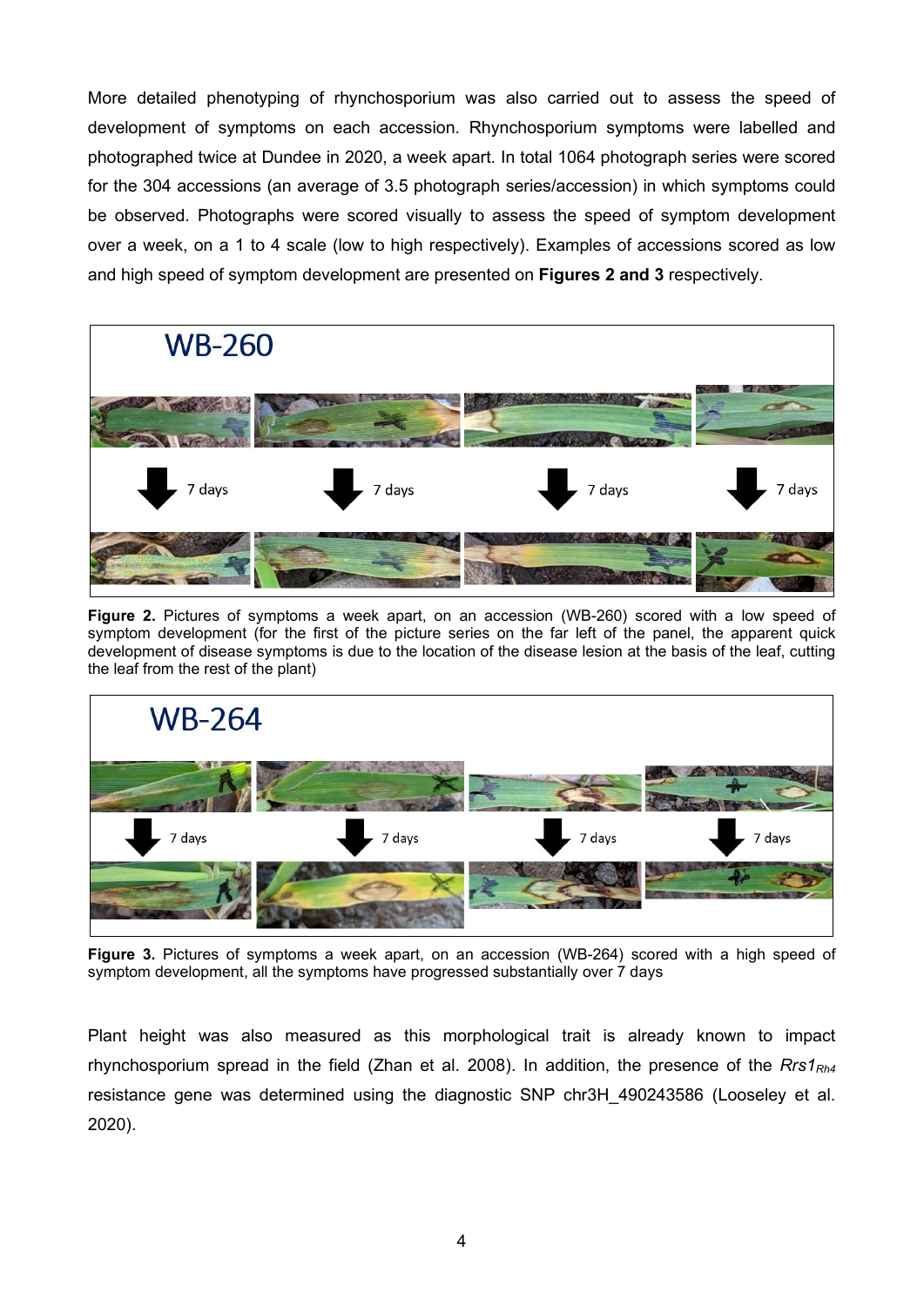More detailed phenotyping of rhynchosporium was also carried out to assess the speed of development of symptoms on each accession. Rhynchosporium symptoms were labelled and photographed twice at Dundee in 2020, a week apart. In total 1064 photograph series were scored for the 304 accessions (an average of 3.5 photograph series/accession) in which symptoms could be observed. Photographs were scored visually to assess the speed of symptom development over a week, on a 1 to 4 scale (low to high respectively). Examples of accessions scored as low and high speed of symptom development are presented on **Figures 2 and 3** respectively.

**Figure 2.** Pictures of symptoms a week apart, on an accession (WB-260) scored with a low speed of symptom development (for the first of the picture series on the far left of the panel, the apparent quick development of disease symptoms is due to the location of the disease lesion at the basis of the leaf, cutting the leaf from the rest of the plant)

**Figure 3.** Pictures of symptoms a week apart, on an accession (WB-264) scored with a high speed of symptom development, all the symptoms have progressed substantially over 7 days

Plant height was also measured as this morphological trait is already known to impact rhynchosporium spread in the field (Zhan et al. 2008). In addition, the presence of the *Rrs1*$_{Rh4}$ resistance gene was determined using the diagnostic SNP chr3H_490243586 (Looseley et al. 2020).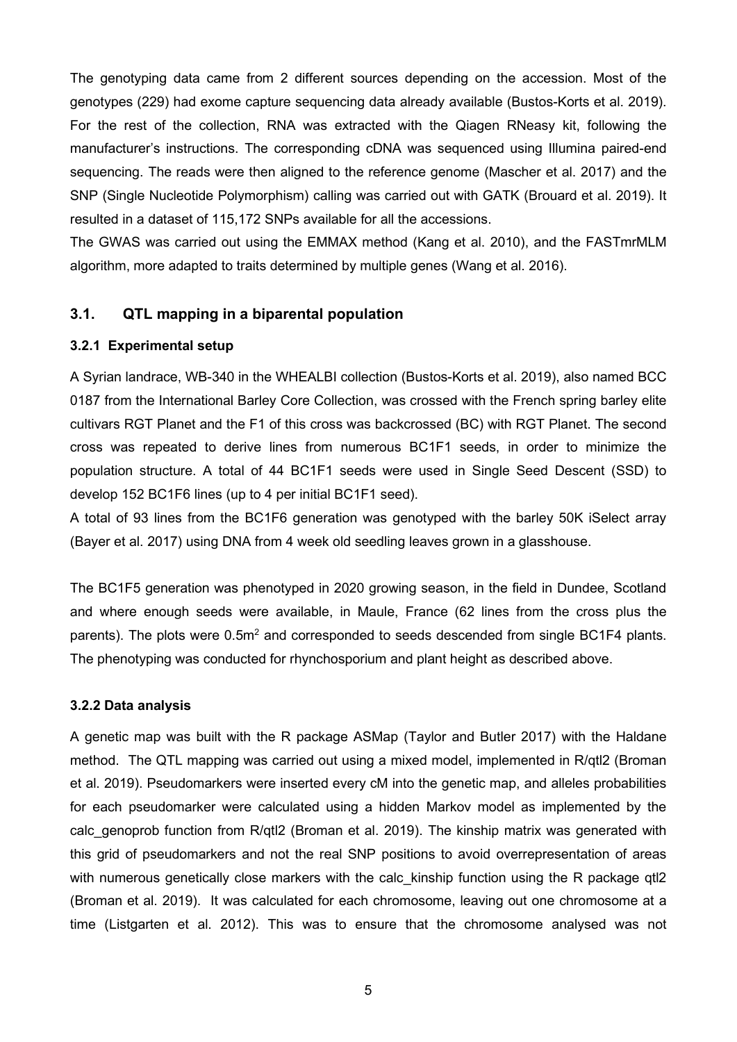The genotyping data came from 2 different sources depending on the accession. Most of the genotypes (229) had exome capture sequencing data already available (Bustos-Korts et al. 2019). For the rest of the collection, RNA was extracted with the Qiagen RNeasy kit, following the manufacturer's instructions. The corresponding cDNA was sequenced using Illumina paired-end sequencing. The reads were then aligned to the reference genome (Mascher et al. 2017) and the SNP (Single Nucleotide Polymorphism) calling was carried out with GATK (Brouard et al. 2019). It resulted in a dataset of 115,172 SNPs available for all the accessions.

The GWAS was carried out using the EMMAX method (Kang et al. 2010), and the FASTmrMLM algorithm, more adapted to traits determined by multiple genes (Wang et al. 2016).

## 3.1. QTL mapping in a biparental population

### 3.2.1 Experimental setup

A Syrian landrace, WB-340 in the WHEALBI collection (Bustos-Korts et al. 2019), also named BCC 0187 from the International Barley Core Collection, was crossed with the French spring barley elite cultivars RGT Planet and the F1 of this cross was backcrossed (BC) with RGT Planet. The second cross was repeated to derive lines from numerous BC1F1 seeds, in order to minimize the population structure. A total of 44 BC1F1 seeds were used in Single Seed Descent (SSD) to develop 152 BC1F6 lines (up to 4 per initial BC1F1 seed).

A total of 93 lines from the BC1F6 generation was genotyped with the barley 50K iSelect array (Bayer et al. 2017) using DNA from 4 week old seedling leaves grown in a glasshouse.

The BC1F5 generation was phenotyped in 2020 growing season, in the field in Dundee, Scotland and where enough seeds were available, in Maule, France (62 lines from the cross plus the parents). The plots were 0.5m$^2$ and corresponded to seeds descended from single BC1F4 plants. The phenotyping was conducted for rhynchosporium and plant height as described above.

### 3.2.2 Data analysis

A genetic map was built with the R package ASMap (Taylor and Butler 2017) with the Haldane method. The QTL mapping was carried out using a mixed model, implemented in R/qtl2 (Broman et al. 2019). Pseudomarkers were inserted every cM into the genetic map, and alleles probabilities for each pseudomarker were calculated using a hidden Markov model as implemented by the calc_genoprob function from R/qtl2 (Broman et al. 2019). The kinship matrix was generated with this grid of pseudomarkers and not the real SNP positions to avoid overrepresentation of areas with numerous genetically close markers with the calc_kinship function using the R package qtl2 (Broman et al. 2019). It was calculated for each chromosome, leaving out one chromosome at a time (Listgarten et al. 2012). This was to ensure that the chromosome analysed was not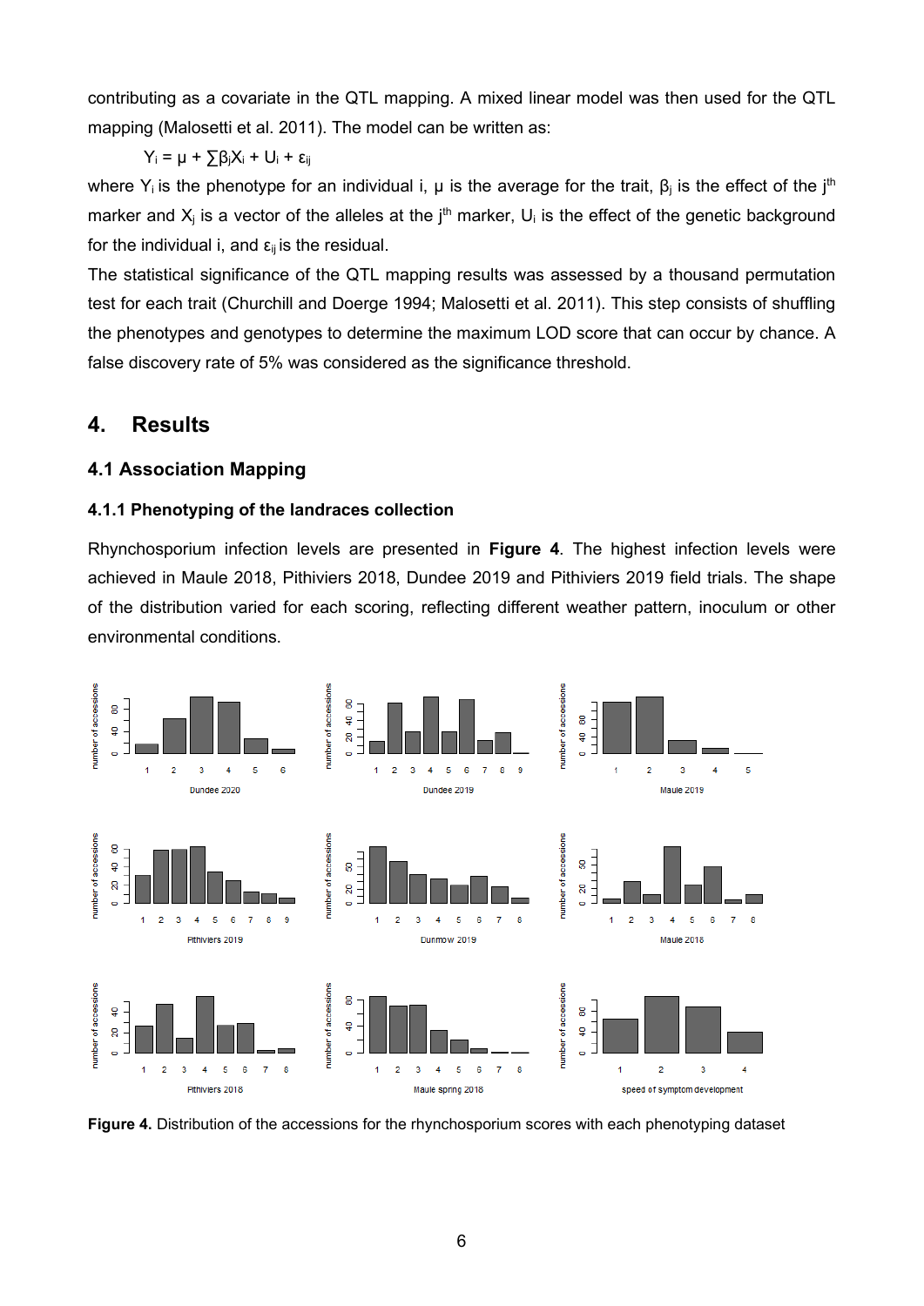contributing as a covariate in the QTL mapping. A mixed linear model was then used for the QTL mapping (Malosetti et al. 2011). The model can be written as:

$$Y_i = \mu + \sum \beta_j X_i + U_i + \varepsilon_{ij}$$

where $Y_i$ is the phenotype for an individual i, $\mu$ is the average for the trait, $\beta_j$ is the effect of the $j^{th}$ marker and $X_j$ is a vector of the alleles at the $j^{th}$ marker, $U_i$ is the effect of the genetic background for the individual i, and $\varepsilon_{ij}$ is the residual.

The statistical significance of the QTL mapping results was assessed by a thousand permutation test for each trait (Churchill and Doerge 1994; Malosetti et al. 2011). This step consists of shuffling the phenotypes and genotypes to determine the maximum LOD score that can occur by chance. A false discovery rate of 5% was considered as the significance threshold.

# 4. Results

## 4.1 Association Mapping

### 4.1.1 Phenotyping of the landraces collection

Rhynchosporium infection levels are presented in **Figure 4**. The highest infection levels were achieved in Maule 2018, Pithiviers 2018, Dundee 2019 and Pithiviers 2019 field trials. The shape of the distribution varied for each scoring, reflecting different weather pattern, inoculum or other environmental conditions.

**Figure 4.** Distribution of the accessions for the rhynchosporium scores with each phenotyping dataset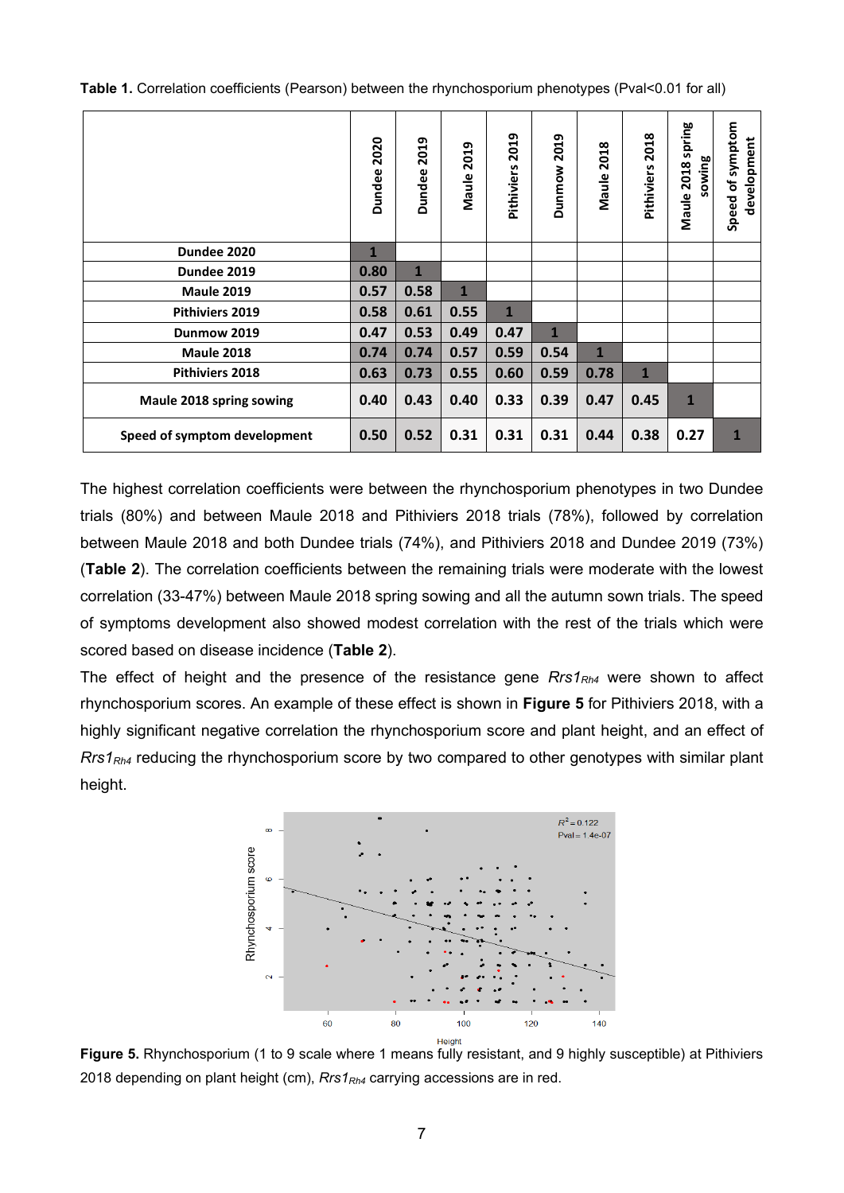**Table 1.** Correlation coefficients (Pearson) between the rhynchosporium phenotypes (Pval<0.01 for all)

| | Dundee 2020 | Dundee 2019 | Maule 2019 | Pithiviers 2019 | Dunmow 2019 | Maule 2018 | Pithiviers 2018 | Maule 2018 spring sowing | Speed of symptom development |
|---|---|---|---|---|---|---|---|---|---|
| **Dundee 2020** | 1 | | | | | | | | |
| **Dundee 2019** | 0.80 | 1 | | | | | | | |
| **Maule 2019** | 0.57 | 0.58 | 1 | | | | | | |
| **Pithiviers 2019** | 0.58 | 0.61 | 0.55 | 1 | | | | | |
| **Dunmow 2019** | 0.47 | 0.53 | 0.49 | 0.47 | 1 | | | | |
| **Maule 2018** | 0.74 | 0.74 | 0.57 | 0.59 | 0.54 | 1 | | | |
| **Pithiviers 2018** | 0.63 | 0.73 | 0.55 | 0.60 | 0.59 | 0.78 | 1 | | |
| **Maule 2018 spring sowing** | 0.40 | 0.43 | 0.40 | 0.33 | 0.39 | 0.47 | 0.45 | 1 | |
| **Speed of symptom development** | 0.50 | 0.52 | 0.31 | 0.31 | 0.31 | 0.44 | 0.38 | 0.27 | 1 |

The highest correlation coefficients were between the rhynchosporium phenotypes in two Dundee trials (80%) and between Maule 2018 and Pithiviers 2018 trials (78%), followed by correlation between Maule 2018 and both Dundee trials (74%), and Pithiviers 2018 and Dundee 2019 (73%) (**Table 2**). The correlation coefficients between the remaining trials were moderate with the lowest correlation (33-47%) between Maule 2018 spring sowing and all the autumn sown trials. The speed of symptoms development also showed modest correlation with the rest of the trials which were scored based on disease incidence (**Table 2**).

The effect of height and the presence of the resistance gene *Rrs1*$_{Rh4}$ were shown to affect rhynchosporium scores. An example of these effect is shown in **Figure 5** for Pithiviers 2018, with a highly significant negative correlation the rhynchosporium score and plant height, and an effect of *Rrs1*$_{Rh4}$ reducing the rhynchosporium score by two compared to other genotypes with similar plant height.

**Figure 5.** Rhynchosporium (1 to 9 scale where 1 means fully resistant, and 9 highly susceptible) at Pithiviers 2018 depending on plant height (cm), *Rrs1*$_{Rh4}$ carrying accessions are in red.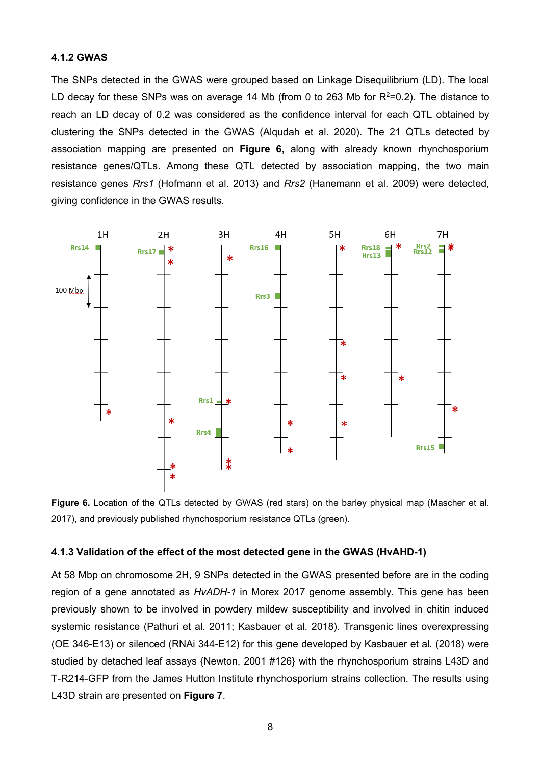### 4.1.2 GWAS

The SNPs detected in the GWAS were grouped based on Linkage Disequilibrium (LD). The local LD decay for these SNPs was on average 14 Mb (from 0 to 263 Mb for $R^2$=0.2). The distance to reach an LD decay of 0.2 was considered as the confidence interval for each QTL obtained by clustering the SNPs detected in the GWAS (Alqudah et al. 2020). The 21 QTLs detected by association mapping are presented on **Figure 6**, along with already known rhynchosporium resistance genes/QTLs. Among these QTL detected by association mapping, the two main resistance genes *Rrs1* (Hofmann et al. 2013) and *Rrs2* (Hanemann et al. 2009) were detected, giving confidence in the GWAS results.

**Figure 6.** Location of the QTLs detected by GWAS (red stars) on the barley physical map (Mascher et al. 2017), and previously published rhynchosporium resistance QTLs (green).

### 4.1.3 Validation of the effect of the most detected gene in the GWAS (HvAHD-1)

At 58 Mbp on chromosome 2H, 9 SNPs detected in the GWAS presented before are in the coding region of a gene annotated as *HvADH-1* in Morex 2017 genome assembly. This gene has been previously shown to be involved in powdery mildew susceptibility and involved in chitin induced systemic resistance (Pathuri et al. 2011; Kasbauer et al. 2018). Transgenic lines overexpressing (OE 346-E13) or silenced (RNAi 344-E12) for this gene developed by Kasbauer et al. (2018) were studied by detached leaf assays {Newton, 2001 #126} with the rhynchosporium strains L43D and T-R214-GFP from the James Hutton Institute rhynchosporium strains collection. The results using L43D strain are presented on **Figure 7**.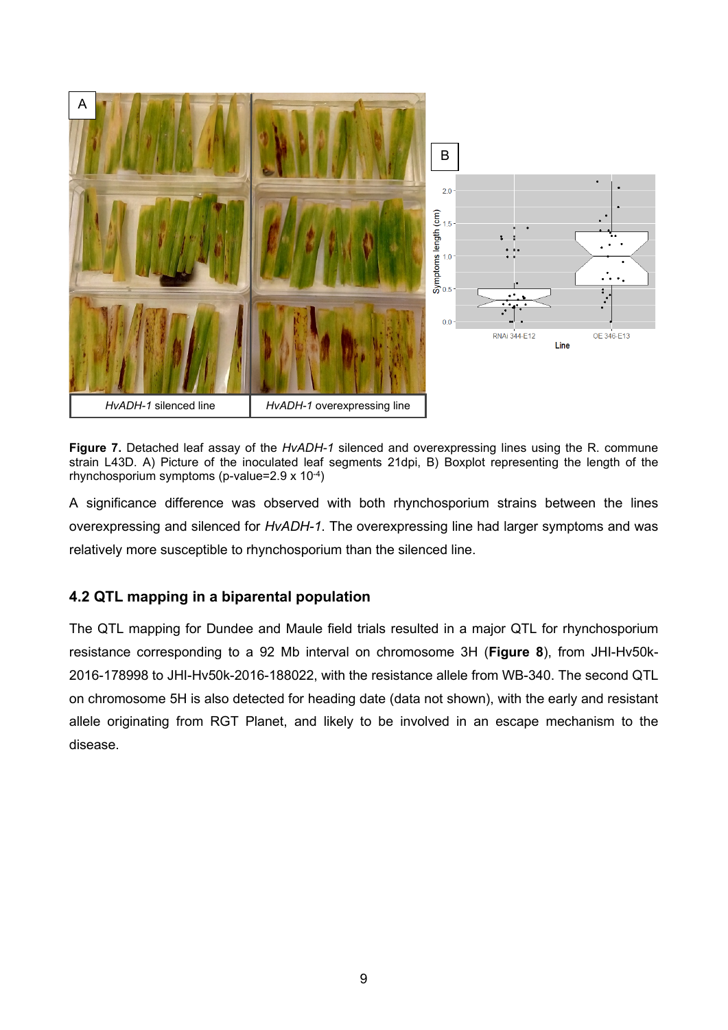**Figure 7.** Detached leaf assay of the *HvADH-1* silenced and overexpressing lines using the R. commune strain L43D. A) Picture of the inoculated leaf segments 21dpi, B) Boxplot representing the length of the rhynchosporium symptoms (p-value=2.9 x $10^{-4}$)

A significance difference was observed with both rhynchosporium strains between the lines overexpressing and silenced for *HvADH-1*. The overexpressing line had larger symptoms and was relatively more susceptible to rhynchosporium than the silenced line.

### 4.2 QTL mapping in a biparental population

The QTL mapping for Dundee and Maule field trials resulted in a major QTL for rhynchosporium resistance corresponding to a 92 Mb interval on chromosome 3H (**Figure 8**), from JHI-Hv50k-2016-178998 to JHI-Hv50k-2016-188022, with the resistance allele from WB-340. The second QTL on chromosome 5H is also detected for heading date (data not shown), with the early and resistant allele originating from RGT Planet, and likely to be involved in an escape mechanism to the disease.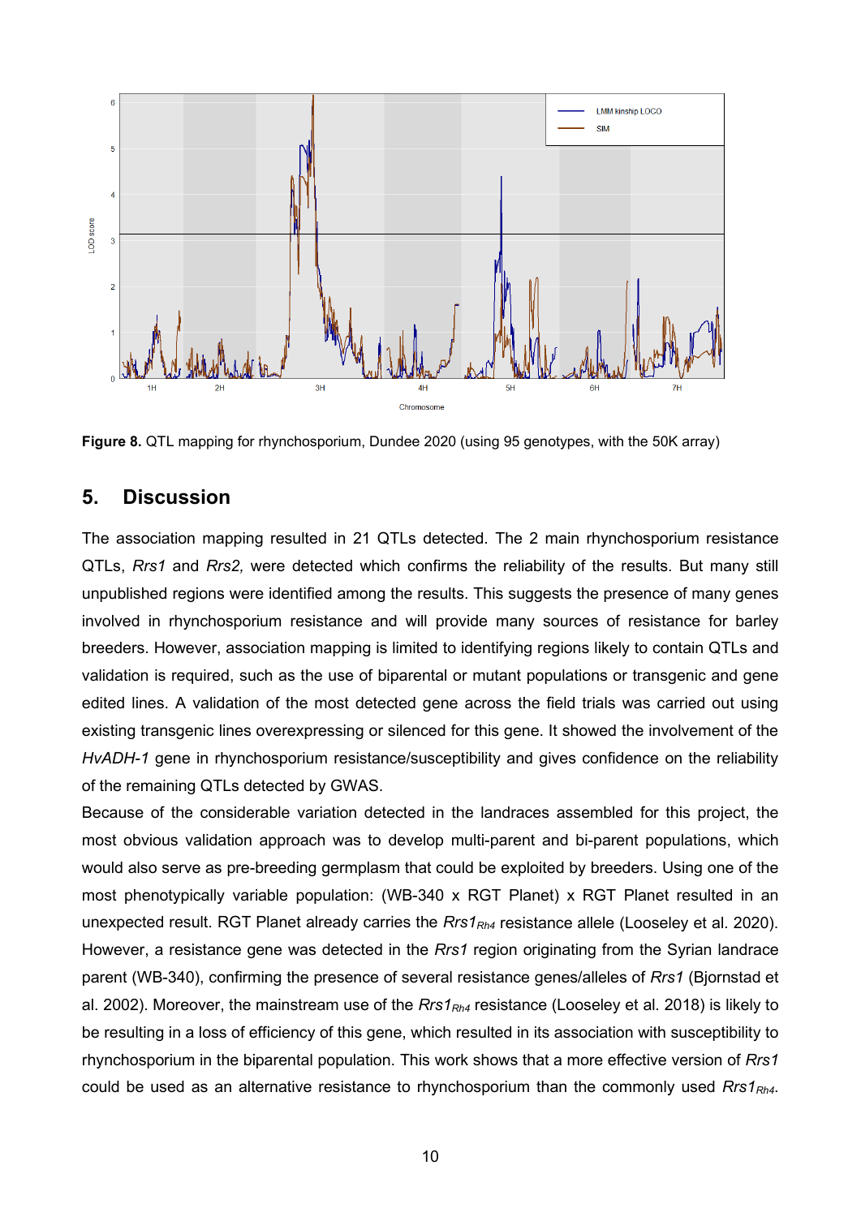**Figure 8.** QTL mapping for rhynchosporium, Dundee 2020 (using 95 genotypes, with the 50K array)

## 5. Discussion

The association mapping resulted in 21 QTLs detected. The 2 main rhynchosporium resistance QTLs, *Rrs1* and *Rrs2,* were detected which confirms the reliability of the results. But many still unpublished regions were identified among the results. This suggests the presence of many genes involved in rhynchosporium resistance and will provide many sources of resistance for barley breeders. However, association mapping is limited to identifying regions likely to contain QTLs and validation is required, such as the use of biparental or mutant populations or transgenic and gene edited lines. A validation of the most detected gene across the field trials was carried out using existing transgenic lines overexpressing or silenced for this gene. It showed the involvement of the *HvADH-1* gene in rhynchosporium resistance/susceptibility and gives confidence on the reliability of the remaining QTLs detected by GWAS.

Because of the considerable variation detected in the landraces assembled for this project, the most obvious validation approach was to develop multi-parent and bi-parent populations, which would also serve as pre-breeding germplasm that could be exploited by breeders. Using one of the most phenotypically variable population: (WB-340 x RGT Planet) x RGT Planet resulted in an unexpected result. RGT Planet already carries the $Rrs1_{Rh4}$ resistance allele (Looseley et al. 2020). However, a resistance gene was detected in the *Rrs1* region originating from the Syrian landrace parent (WB-340), confirming the presence of several resistance genes/alleles of *Rrs1* (Bjornstad et al. 2002). Moreover, the mainstream use of the $Rrs1_{Rh4}$ resistance (Looseley et al. 2018) is likely to be resulting in a loss of efficiency of this gene, which resulted in its association with susceptibility to rhynchosporium in the biparental population. This work shows that a more effective version of *Rrs1* could be used as an alternative resistance to rhynchosporium than the commonly used $Rrs1_{Rh4}$.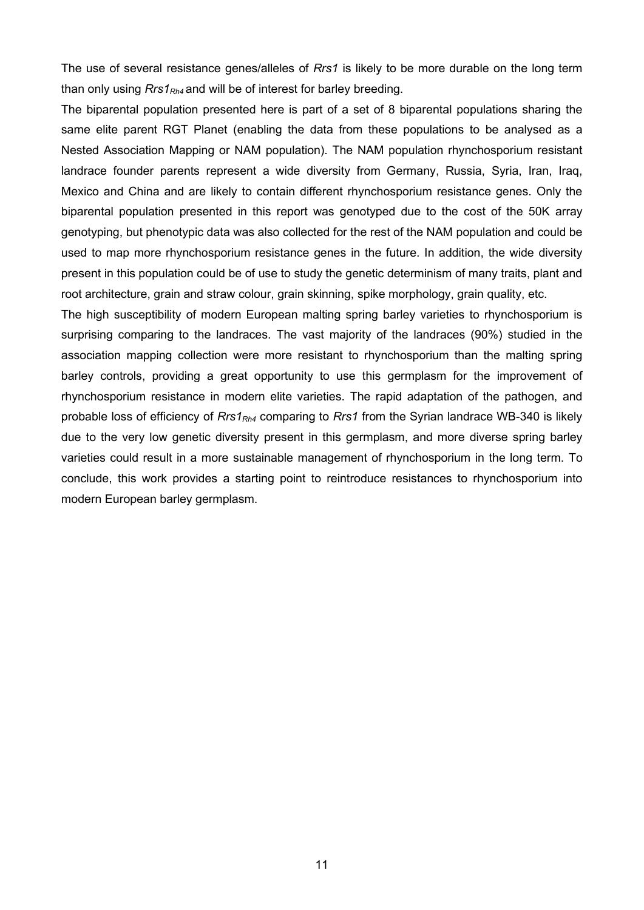The use of several resistance genes/alleles of *Rrs1* is likely to be more durable on the long term than only using *Rrs1*$_{Rh4}$ and will be of interest for barley breeding.

The biparental population presented here is part of a set of 8 biparental populations sharing the same elite parent RGT Planet (enabling the data from these populations to be analysed as a Nested Association Mapping or NAM population). The NAM population rhynchosporium resistant landrace founder parents represent a wide diversity from Germany, Russia, Syria, Iran, Iraq, Mexico and China and are likely to contain different rhynchosporium resistance genes. Only the biparental population presented in this report was genotyped due to the cost of the 50K array genotyping, but phenotypic data was also collected for the rest of the NAM population and could be used to map more rhynchosporium resistance genes in the future. In addition, the wide diversity present in this population could be of use to study the genetic determinism of many traits, plant and root architecture, grain and straw colour, grain skinning, spike morphology, grain quality, etc.

The high susceptibility of modern European malting spring barley varieties to rhynchosporium is surprising comparing to the landraces. The vast majority of the landraces (90%) studied in the association mapping collection were more resistant to rhynchosporium than the malting spring barley controls, providing a great opportunity to use this germplasm for the improvement of rhynchosporium resistance in modern elite varieties. The rapid adaptation of the pathogen, and probable loss of efficiency of *Rrs1*$_{Rh4}$ comparing to *Rrs1* from the Syrian landrace WB-340 is likely due to the very low genetic diversity present in this germplasm, and more diverse spring barley varieties could result in a more sustainable management of rhynchosporium in the long term. To conclude, this work provides a starting point to reintroduce resistances to rhynchosporium into modern European barley germplasm.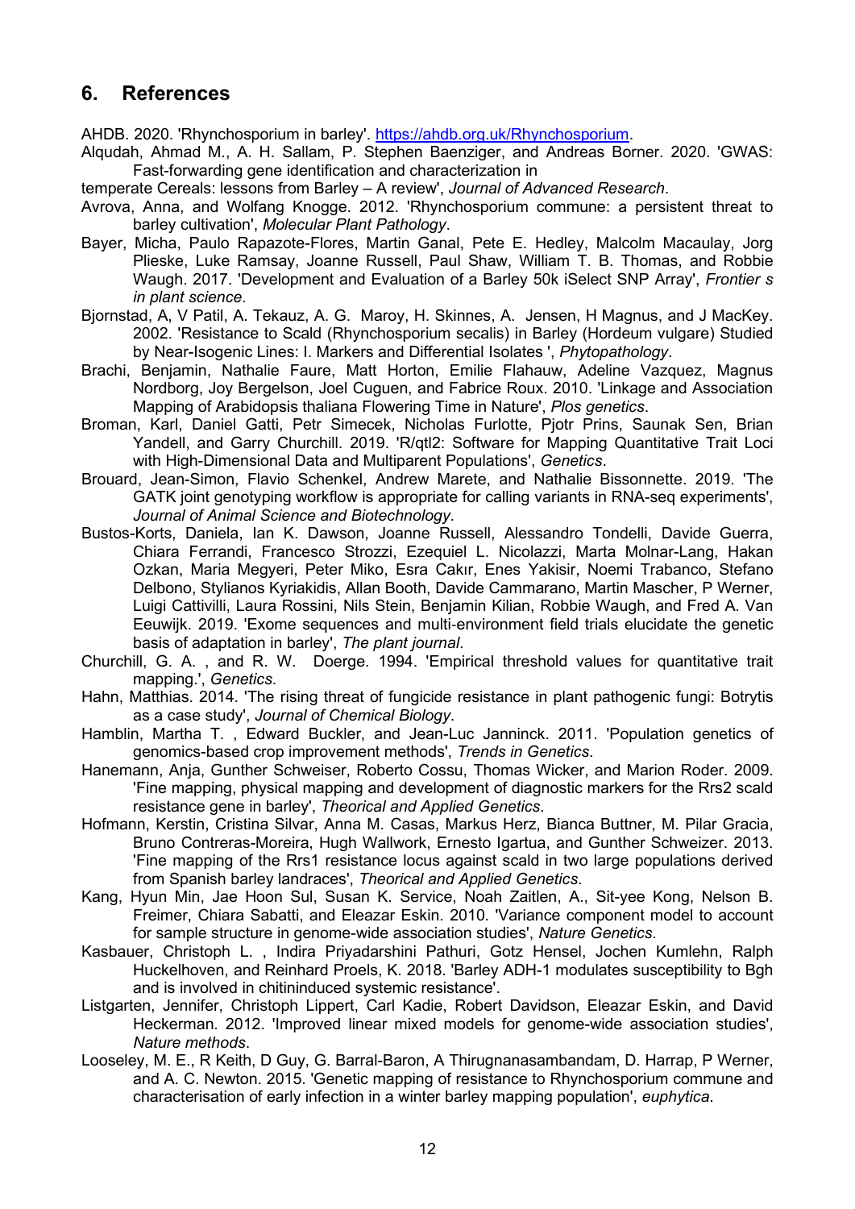## 6. References

AHDB. 2020. 'Rhynchosporium in barley'. https://ahdb.org.uk/Rhynchosporium.

Alqudah, Ahmad M., A. H. Sallam, P. Stephen Baenziger, and Andreas Borner. 2020. 'GWAS: Fast-forwarding gene identification and characterization in temperate Cereals: lessons from Barley – A review', *Journal of Advanced Research*.

Avrova, Anna, and Wolfgang Knogge. 2012. 'Rhynchosporium commune: a persistent threat to barley cultivation', *Molecular Plant Pathology*.

Bayer, Micha, Paulo Rapazote-Flores, Martin Ganal, Pete E. Hedley, Malcolm Macaulay, Jorg Plieske, Luke Ramsay, Joanne Russell, Paul Shaw, William T. B. Thomas, and Robbie Waugh. 2017. 'Development and Evaluation of a Barley 50k iSelect SNP Array', *Frontier s in plant science*.

Bjornstad, A, V Patil, A. Tekauz, A. G. Maroy, H. Skinnes, A. Jensen, H Magnus, and J MacKey. 2002. 'Resistance to Scald (Rhynchosporium secalis) in Barley (Hordeum vulgare) Studied by Near-Isogenic Lines: I. Markers and Differential Isolates ', *Phytopathology*.

Brachi, Benjamin, Nathalie Faure, Matt Horton, Emilie Flahauw, Adeline Vazquez, Magnus Nordborg, Joy Bergelson, Joel Cuguen, and Fabrice Roux. 2010. 'Linkage and Association Mapping of Arabidopsis thaliana Flowering Time in Nature', *Plos genetics*.

Broman, Karl, Daniel Gatti, Petr Simecek, Nicholas Furlotte, Pjotr Prins, Saunak Sen, Brian Yandell, and Garry Churchill. 2019. 'R/qtl2: Software for Mapping Quantitative Trait Loci with High-Dimensional Data and Multiparent Populations', *Genetics*.

Brouard, Jean-Simon, Flavio Schenkel, Andrew Marete, and Nathalie Bissonnette. 2019. 'The GATK joint genotyping workflow is appropriate for calling variants in RNA-seq experiments', *Journal of Animal Science and Biotechnology*.

Bustos-Korts, Daniela, Ian K. Dawson, Joanne Russell, Alessandro Tondelli, Davide Guerra, Chiara Ferrandi, Francesco Strozzi, Ezequiel L. Nicolazzi, Marta Molnar-Lang, Hakan Ozkan, Maria Megyeri, Peter Miko, Esra Cakır, Enes Yakisir, Noemi Trabanco, Stefano Delbono, Stylianos Kyriakidis, Allan Booth, Davide Cammarano, Martin Mascher, P Werner, Luigi Cattivilli, Laura Rossini, Nils Stein, Benjamin Kilian, Robbie Waugh, and Fred A. Van Eeuwijk. 2019. 'Exome sequences and multi-environment field trials elucidate the genetic basis of adaptation in barley', *The plant journal*.

Churchill, G. A. , and R. W. Doerge. 1994. 'Empirical threshold values for quantitative trait mapping.', *Genetics*.

Hahn, Matthias. 2014. 'The rising threat of fungicide resistance in plant pathogenic fungi: Botrytis as a case study', *Journal of Chemical Biology*.

Hamblin, Martha T. , Edward Buckler, and Jean-Luc Janninck. 2011. 'Population genetics of genomics-based crop improvement methods', *Trends in Genetics*.

Hanemann, Anja, Gunther Schweiser, Roberto Cossu, Thomas Wicker, and Marion Roder. 2009. 'Fine mapping, physical mapping and development of diagnostic markers for the Rrs2 scald resistance gene in barley', *Theorical and Applied Genetics*.

Hofmann, Kerstin, Cristina Silvar, Anna M. Casas, Markus Herz, Bianca Buttner, M. Pilar Gracia, Bruno Contreras-Moreira, Hugh Wallwork, Ernesto Igartua, and Gunther Schweizer. 2013. 'Fine mapping of the Rrs1 resistance locus against scald in two large populations derived from Spanish barley landraces', *Theoretical and Applied Genetics*.

Kang, Hyun Min, Jae Hoon Sul, Susan K. Service, Noah Zaitlen, A., Sit-yee Kong, Nelson B. Freimer, Chiara Sabatti, and Eleazar Eskin. 2010. 'Variance component model to account for sample structure in genome-wide association studies', *Nature Genetics*.

Kasbauer, Christoph L. , Indira Priyadarshini Pathuri, Gotz Hensel, Jochen Kumlehn, Ralph Huckelhoven, and Reinhard Proels, K. 2018. 'Barley ADH-1 modulates susceptibility to Bgh and is involved in chitininduced systemic resistance'.

Listgarten, Jennifer, Christoph Lippert, Carl Kadie, Robert Davidson, Eleazar Eskin, and David Heckerman. 2012. 'Improved linear mixed models for genome-wide association studies', *Nature methods*.

Looseley, M. E., R Keith, D Guy, G. Barral-Baron, A Thirugnanasambandam, D. Harrap, P Werner, and A. C. Newton. 2015. 'Genetic mapping of resistance to Rhynchosporium commune and characterisation of early infection in a winter barley mapping population', *euphytica*.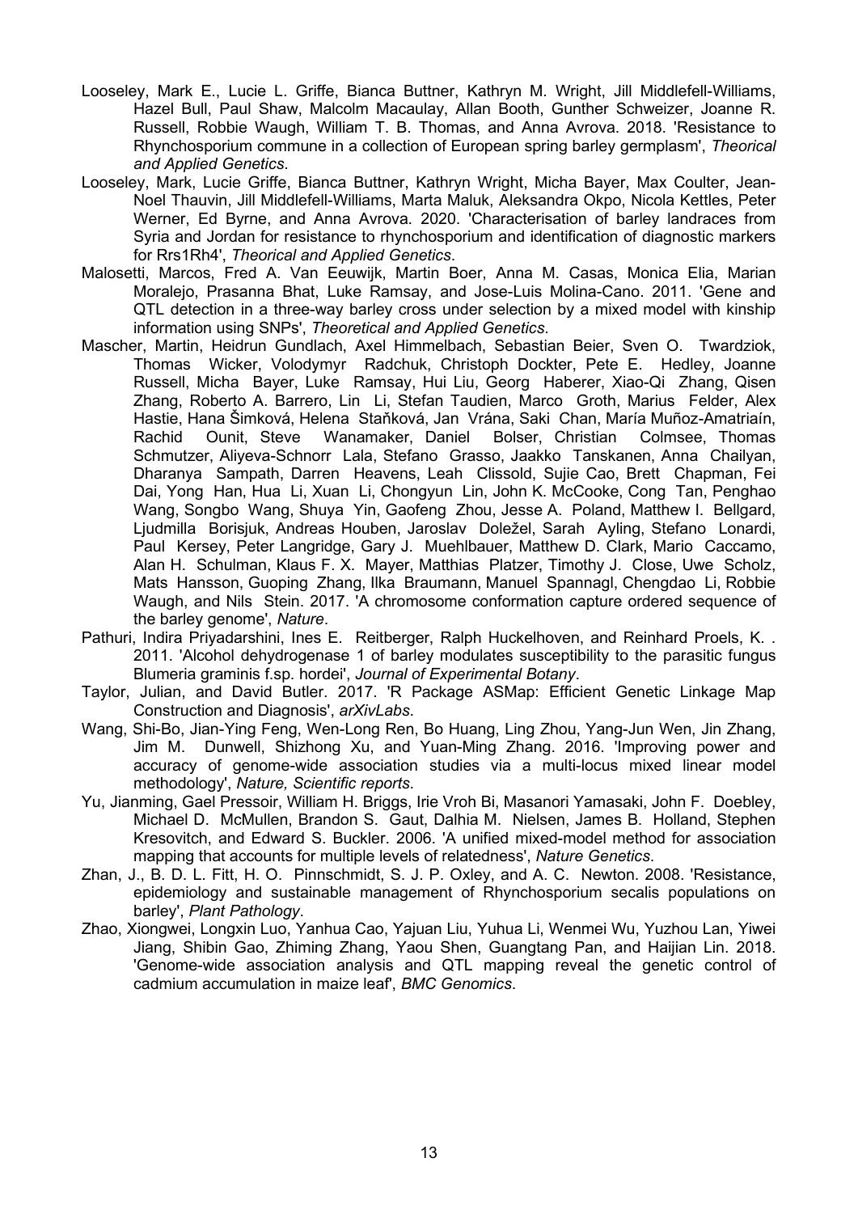Looseley, Mark E., Lucie L. Griffe, Bianca Buttner, Kathryn M. Wright, Jill Middlefell-Williams, Hazel Bull, Paul Shaw, Malcolm Macaulay, Allan Booth, Gunther Schweizer, Joanne R. Russell, Robbie Waugh, William T. B. Thomas, and Anna Avrova. 2018. 'Resistance to Rhynchosporium commune in a collection of European spring barley germplasm', *Theorical and Applied Genetics*.

Looseley, Mark, Lucie Griffe, Bianca Buttner, Kathryn Wright, Micha Bayer, Max Coulter, Jean-Noel Thauvin, Jill Middlefell-Williams, Marta Maluk, Aleksandra Okpo, Nicola Kettles, Peter Werner, Ed Byrne, and Anna Avrova. 2020. 'Characterisation of barley landraces from Syria and Jordan for resistance to rhynchosporium and identification of diagnostic markers for Rrs1Rh4', *Theorical and Applied Genetics*.

Malosetti, Marcos, Fred A. Van Eeuwijk, Martin Boer, Anna M. Casas, Monica Elia, Marian Moralejo, Prasanna Bhat, Luke Ramsay, and Jose-Luis Molina-Cano. 2011. 'Gene and QTL detection in a three-way barley cross under selection by a mixed model with kinship information using SNPs', *Theoretical and Applied Genetics*.

Mascher, Martin, Heidrun Gundlach, Axel Himmelbach, Sebastian Beier, Sven O. Twardziok, Thomas Wicker, Volodymyr Radchuk, Christoph Dockter, Pete E. Hedley, Joanne Russell, Micha Bayer, Luke Ramsay, Hui Liu, Georg Haberer, Xiao-Qi Zhang, Qisen Zhang, Roberto A. Barrero, Lin Li, Stefan Taudien, Marco Groth, Marius Felder, Alex Hastie, Hana Šimková, Helena Staňková, Jan Vrána, Saki Chan, María Muñoz-Amatriaín, Rachid Ounit, Steve Wanamaker, Daniel Bolser, Christian Colmsee, Thomas Schmutzer, Aliyeva-Schnorr Lala, Stefano Grasso, Jaakko Tanskanen, Anna Chailyan, Dharanya Sampath, Darren Heavens, Leah Clissold, Sujie Cao, Brett Chapman, Fei Dai, Yong Han, Hua Li, Xuan Li, Chongyun Lin, John K. McCooke, Cong Tan, Penghao Wang, Songbo Wang, Shuya Yin, Gaofeng Zhou, Jesse A. Poland, Matthew I. Bellgard, Ljudmilla Borisjuk, Andreas Houben, Jaroslav Doležel, Sarah Ayling, Stefano Lonardi, Paul Kersey, Peter Langridge, Gary J. Muehlbauer, Matthew D. Clark, Mario Caccamo, Alan H. Schulman, Klaus F. X. Mayer, Matthias Platzer, Timothy J. Close, Uwe Scholz, Mats Hansson, Guoping Zhang, Ilka Braumann, Manuel Spannagl, Chengdao Li, Robbie Waugh, and Nils Stein. 2017. 'A chromosome conformation capture ordered sequence of the barley genome', *Nature*.

Pathuri, Indira Priyadarshini, Ines E. Reitberger, Ralph Huckelhoven, and Reinhard Proels, K. . 2011. 'Alcohol dehydrogenase 1 of barley modulates susceptibility to the parasitic fungus Blumeria graminis f.sp. hordei', *Journal of Experimental Botany*.

Taylor, Julian, and David Butler. 2017. 'R Package ASMap: Efficient Genetic Linkage Map Construction and Diagnosis', *arXivLabs*.

Wang, Shi-Bo, Jian-Ying Feng, Wen-Long Ren, Bo Huang, Ling Zhou, Yang-Jun Wen, Jin Zhang, Jim M. Dunwell, Shizhong Xu, and Yuan-Ming Zhang. 2016. 'Improving power and accuracy of genome-wide association studies via a multi-locus mixed linear model methodology', *Nature, Scientific reports*.

Yu, Jianming, Gael Pressoir, William H. Briggs, Irie Vroh Bi, Masanori Yamasaki, John F. Doebley, Michael D. McMullen, Brandon S. Gaut, Dalhia M. Nielsen, James B. Holland, Stephen Kresovitch, and Edward S. Buckler. 2006. 'A unified mixed-model method for association mapping that accounts for multiple levels of relatedness', *Nature Genetics*.

Zhan, J., B. D. L. Fitt, H. O. Pinnschmidt, S. J. P. Oxley, and A. C. Newton. 2008. 'Resistance, epidemiology and sustainable management of Rhynchosporium secalis populations on barley', *Plant Pathology*.

Zhao, Xiongwei, Longxin Luo, Yanhua Cao, Yajuan Liu, Yuhua Li, Wenmei Wu, Yuzhou Lan, Yiwei Jiang, Shibin Gao, Zhiming Zhang, Yaou Shen, Guangtang Pan, and Haijian Lin. 2018. 'Genome-wide association analysis and QTL mapping reveal the genetic control of cadmium accumulation in maize leaf', *BMC Genomics*.